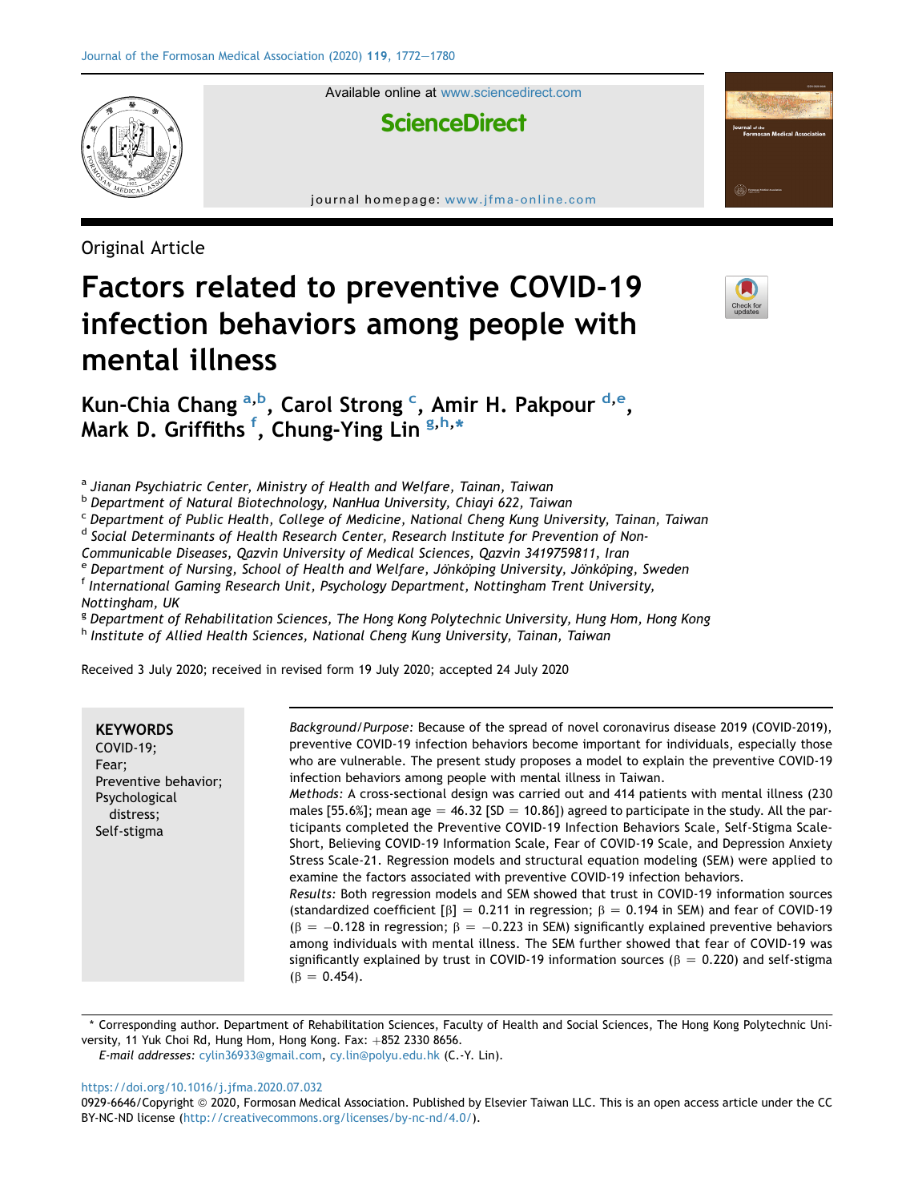Original Article

# Factors related to preventive COVID-19 infection behaviors among people with mental illness

**Kun-Chia Chang [a,b], Carol Strong [c], Amir H. Pakpour [d,e], Mark D. Griffiths [f], Chung-Ying Lin [g,h,*]**

[a] *Jianan Psychiatric Center, Ministry of Health and Welfare, Tainan, Taiwan*
[b] *Department of Natural Biotechnology, NanHua University, Chiayi 622, Taiwan*
[c] *Department of Public Health, College of Medicine, National Cheng Kung University, Tainan, Taiwan*
[d] *Social Determinants of Health Research Center, Research Institute for Prevention of Non-Communicable Diseases, Qazvin University of Medical Sciences, Qazvin 3419759811, Iran*
[e] *Department of Nursing, School of Health and Welfare, Jönköping University, Jönköping, Sweden*
[f] *International Gaming Research Unit, Psychology Department, Nottingham Trent University, Nottingham, UK*
[g] *Department of Rehabilitation Sciences, The Hong Kong Polytechnic University, Hung Hom, Hong Kong*
[h] *Institute of Allied Health Sciences, National Cheng Kung University, Tainan, Taiwan*

Received 3 July 2020; received in revised form 19 July 2020; accepted 24 July 2020

**KEYWORDS**
COVID-19;
Fear;
Preventive behavior;
Psychological distress;
Self-stigma

*Background/Purpose:* Because of the spread of novel coronavirus disease 2019 (COVID-2019), preventive COVID-19 infection behaviors become important for individuals, especially those who are vulnerable. The present study proposes a model to explain the preventive COVID-19 infection behaviors among people with mental illness in Taiwan.

*Methods:* A cross-sectional design was carried out and 414 patients with mental illness (230 males [55.6%]; mean age = 46.32 [SD = 10.86]) agreed to participate in the study. All the participants completed the Preventive COVID-19 Infection Behaviors Scale, Self-Stigma Scale-Short, Believing COVID-19 Information Scale, Fear of COVID-19 Scale, and Depression Anxiety Stress Scale-21. Regression models and structural equation modeling (SEM) were applied to examine the factors associated with preventive COVID-19 infection behaviors.

*Results:* Both regression models and SEM showed that trust in COVID-19 information sources (standardized coefficient [β] = 0.211 in regression; β = 0.194 in SEM) and fear of COVID-19 (β = −0.128 in regression; β = −0.223 in SEM) significantly explained preventive behaviors among individuals with mental illness. The SEM further showed that fear of COVID-19 was significantly explained by trust in COVID-19 information sources (β = 0.220) and self-stigma (β = 0.454).

\* Corresponding author. Department of Rehabilitation Sciences, Faculty of Health and Social Sciences, The Hong Kong Polytechnic University, 11 Yuk Choi Rd, Hung Hom, Hong Kong. Fax: +852 2330 8656.
*E-mail addresses:* cylin36933@gmail.com, cy.lin@polyu.edu.hk (C.-Y. Lin).

https://doi.org/10.1016/j.jfma.2020.07.032
0929-6646/Copyright © 2020, Formosan Medical Association. Published by Elsevier Taiwan LLC. This is an open access article under the CC BY-NC-ND license (http://creativecommons.org/licenses/by-nc-nd/4.0/).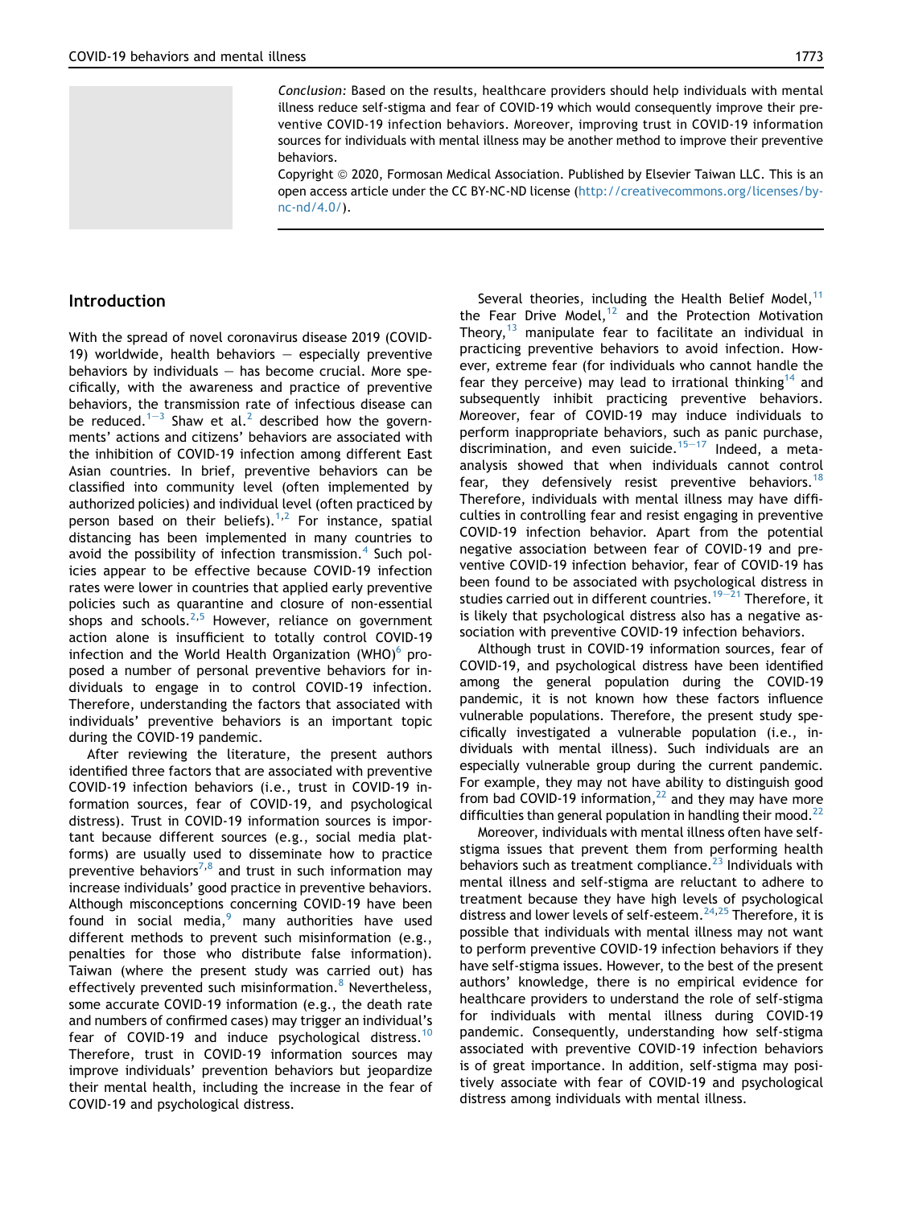*Conclusion:* Based on the results, healthcare providers should help individuals with mental illness reduce self-stigma and fear of COVID-19 which would consequently improve their preventive COVID-19 infection behaviors. Moreover, improving trust in COVID-19 information sources for individuals with mental illness may be another method to improve their preventive behaviors.

Copyright © 2020, Formosan Medical Association. Published by Elsevier Taiwan LLC. This is an open access article under the CC BY-NC-ND license (http://creativecommons.org/licenses/by-nc-nd/4.0/).

## Introduction

With the spread of novel coronavirus disease 2019 (COVID-19) worldwide, health behaviors — especially preventive behaviors by individuals — has become crucial. More specifically, with the awareness and practice of preventive behaviors, the transmission rate of infectious disease can be reduced.[1–3] Shaw et al.[2] described how the governments' actions and citizens' behaviors are associated with the inhibition of COVID-19 infection among different East Asian countries. In brief, preventive behaviors can be classified into community level (often implemented by authorized policies) and individual level (often practiced by person based on their beliefs).[1,2] For instance, spatial distancing has been implemented in many countries to avoid the possibility of infection transmission.[4] Such policies appear to be effective because COVID-19 infection rates were lower in countries that applied early preventive policies such as quarantine and closure of non-essential shops and schools.[2,5] However, reliance on government action alone is insufficient to totally control COVID-19 infection and the World Health Organization (WHO)[6] proposed a number of personal preventive behaviors for individuals to engage in to control COVID-19 infection. Therefore, understanding the factors that associated with individuals' preventive behaviors is an important topic during the COVID-19 pandemic.

After reviewing the literature, the present authors identified three factors that are associated with preventive COVID-19 infection behaviors (i.e., trust in COVID-19 information sources, fear of COVID-19, and psychological distress). Trust in COVID-19 information sources is important because different sources (e.g., social media platforms) are usually used to disseminate how to practice preventive behaviors[7,8] and trust in such information may increase individuals' good practice in preventive behaviors. Although misconceptions concerning COVID-19 have been found in social media,[9] many authorities have used different methods to prevent such misinformation (e.g., penalties for those who distribute false information). Taiwan (where the present study was carried out) has effectively prevented such misinformation.[8] Nevertheless, some accurate COVID-19 information (e.g., the death rate and numbers of confirmed cases) may trigger an individual's fear of COVID-19 and induce psychological distress.[10] Therefore, trust in COVID-19 information sources may improve individuals' prevention behaviors but jeopardize their mental health, including the increase in the fear of COVID-19 and psychological distress.

Several theories, including the Health Belief Model,[11] the Fear Drive Model,[12] and the Protection Motivation Theory,[13] manipulate fear to facilitate an individual in practicing preventive behaviors to avoid infection. However, extreme fear (for individuals who cannot handle the fear they perceive) may lead to irrational thinking[14] and subsequently inhibit practicing preventive behaviors. Moreover, fear of COVID-19 may induce individuals to perform inappropriate behaviors, such as panic purchase, discrimination, and even suicide.[15–17] Indeed, a meta-analysis showed that when individuals cannot control fear, they defensively resist preventive behaviors.[18] Therefore, individuals with mental illness may have difficulties in controlling fear and resist engaging in preventive COVID-19 infection behavior. Apart from the potential negative association between fear of COVID-19 and preventive COVID-19 infection behavior, fear of COVID-19 has been found to be associated with psychological distress in studies carried out in different countries.[19–21] Therefore, it is likely that psychological distress also has a negative association with preventive COVID-19 infection behaviors.

Although trust in COVID-19 information sources, fear of COVID-19, and psychological distress have been identified among the general population during the COVID-19 pandemic, it is not known how these factors influence vulnerable populations. Therefore, the present study specifically investigated a vulnerable population (i.e., individuals with mental illness). Such individuals are an especially vulnerable group during the current pandemic. For example, they may not have ability to distinguish good from bad COVID-19 information,[22] and they may have more difficulties than general population in handling their mood.[22]

Moreover, individuals with mental illness often have self-stigma issues that prevent them from performing health behaviors such as treatment compliance.[23] Individuals with mental illness and self-stigma are reluctant to adhere to treatment because they have high levels of psychological distress and lower levels of self-esteem.[24,25] Therefore, it is possible that individuals with mental illness may not want to perform preventive COVID-19 infection behaviors if they have self-stigma issues. However, to the best of the present authors' knowledge, there is no empirical evidence for healthcare providers to understand the role of self-stigma for individuals with mental illness during COVID-19 pandemic. Consequently, understanding how self-stigma associated with preventive COVID-19 infection behaviors is of great importance. In addition, self-stigma may positively associate with fear of COVID-19 and psychological distress among individuals with mental illness.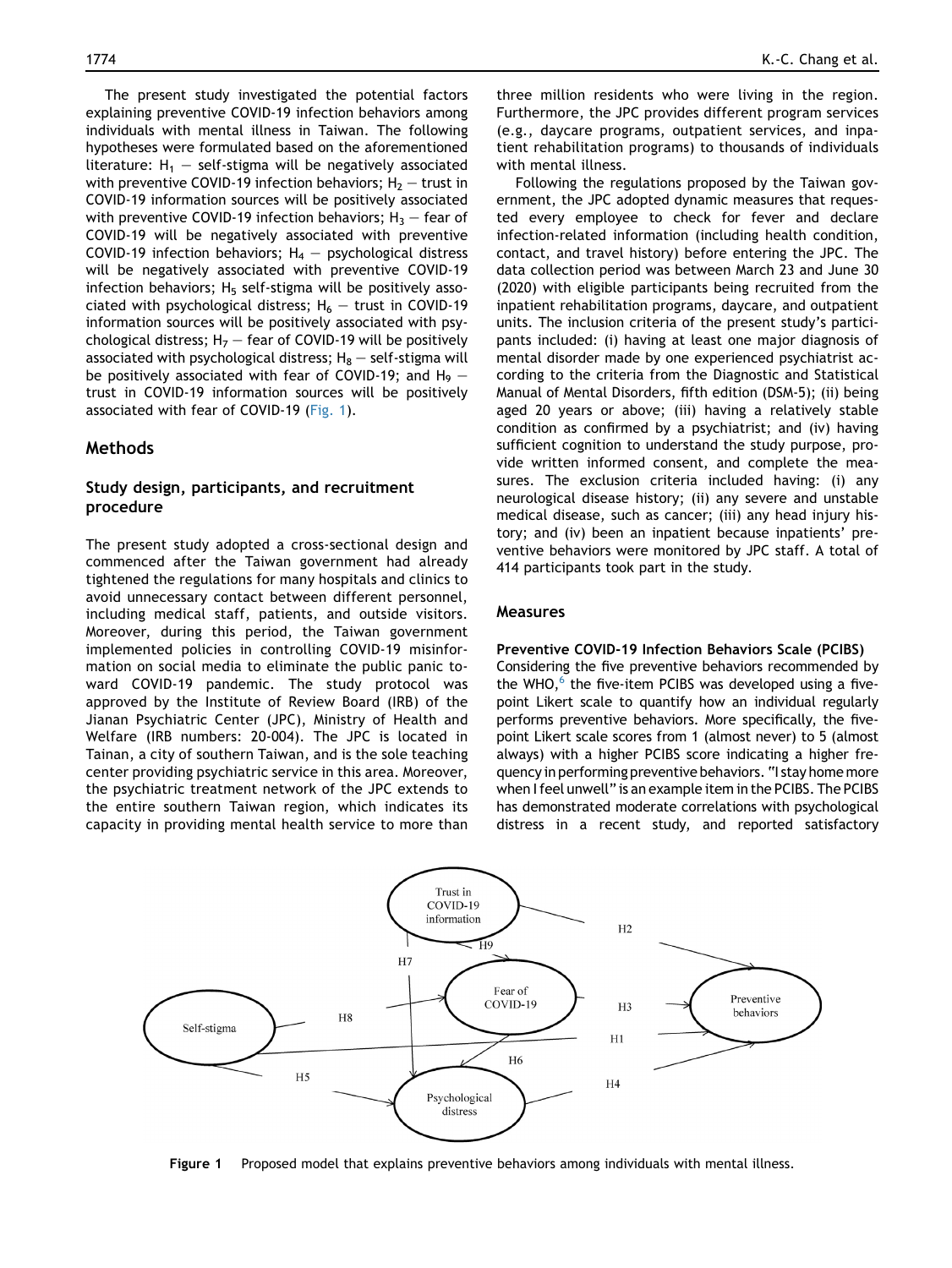The present study investigated the potential factors explaining preventive COVID-19 infection behaviors among individuals with mental illness in Taiwan. The following hypotheses were formulated based on the aforementioned literature: $H_1$ − self-stigma will be negatively associated with preventive COVID-19 infection behaviors; $H_2$ − trust in COVID-19 information sources will be positively associated with preventive COVID-19 infection behaviors; $H_3$ − fear of COVID-19 will be negatively associated with preventive COVID-19 infection behaviors; $H_4$ − psychological distress will be negatively associated with preventive COVID-19 infection behaviors; $H_5$ self-stigma will be positively associated with psychological distress; $H_6$ − trust in COVID-19 information sources will be positively associated with psychological distress; $H_7$ − fear of COVID-19 will be positively associated with psychological distress; $H_8$ − self-stigma will be positively associated with fear of COVID-19; and $H_9$ − trust in COVID-19 information sources will be positively associated with fear of COVID-19 (Fig. 1).

## Methods

### Study design, participants, and recruitment procedure

The present study adopted a cross-sectional design and commenced after the Taiwan government had already tightened the regulations for many hospitals and clinics to avoid unnecessary contact between different personnel, including medical staff, patients, and outside visitors. Moreover, during this period, the Taiwan government implemented policies in controlling COVID-19 misinformation on social media to eliminate the public panic toward COVID-19 pandemic. The study protocol was approved by the Institute of Review Board (IRB) of the Jianan Psychiatric Center (JPC), Ministry of Health and Welfare (IRB numbers: 20-004). The JPC is located in Tainan, a city of southern Taiwan, and is the sole teaching center providing psychiatric service in this area. Moreover, the psychiatric treatment network of the JPC extends to the entire southern Taiwan region, which indicates its capacity in providing mental health service to more than three million residents who were living in the region. Furthermore, the JPC provides different program services (e.g., daycare programs, outpatient services, and inpatient rehabilitation programs) to thousands of individuals with mental illness.

Following the regulations proposed by the Taiwan government, the JPC adopted dynamic measures that requested every employee to check for fever and declare infection-related information (including health condition, contact, and travel history) before entering the JPC. The data collection period was between March 23 and June 30 (2020) with eligible participants being recruited from the inpatient rehabilitation programs, daycare, and outpatient units. The inclusion criteria of the present study's participants included: (i) having at least one major diagnosis of mental disorder made by one experienced psychiatrist according to the criteria from the Diagnostic and Statistical Manual of Mental Disorders, fifth edition (DSM-5); (ii) being aged 20 years or above; (iii) having a relatively stable condition as confirmed by a psychiatrist; and (iv) having sufficient cognition to understand the study purpose, provide written informed consent, and complete the measures. The exclusion criteria included having: (i) any neurological disease history; (ii) any severe and unstable medical disease, such as cancer; (iii) any head injury history; and (iv) been an inpatient because inpatients' preventive behaviors were monitored by JPC staff. A total of 414 participants took part in the study.

### Measures

**Preventive COVID-19 Infection Behaviors Scale (PCIBS)**

Considering the five preventive behaviors recommended by the WHO,[6] the five-item PCIBS was developed using a five-point Likert scale to quantify how an individual regularly performs preventive behaviors. More specifically, the five-point Likert scale scores from 1 (almost never) to 5 (almost always) with a higher PCIBS score indicating a higher frequency in performing preventive behaviors. "I stay home more when I feel unwell" is an example item in the PCIBS. The PCIBS has demonstrated moderate correlations with psychological distress in a recent study, and reported satisfactory

**Figure 1** Proposed model that explains preventive behaviors among individuals with mental illness.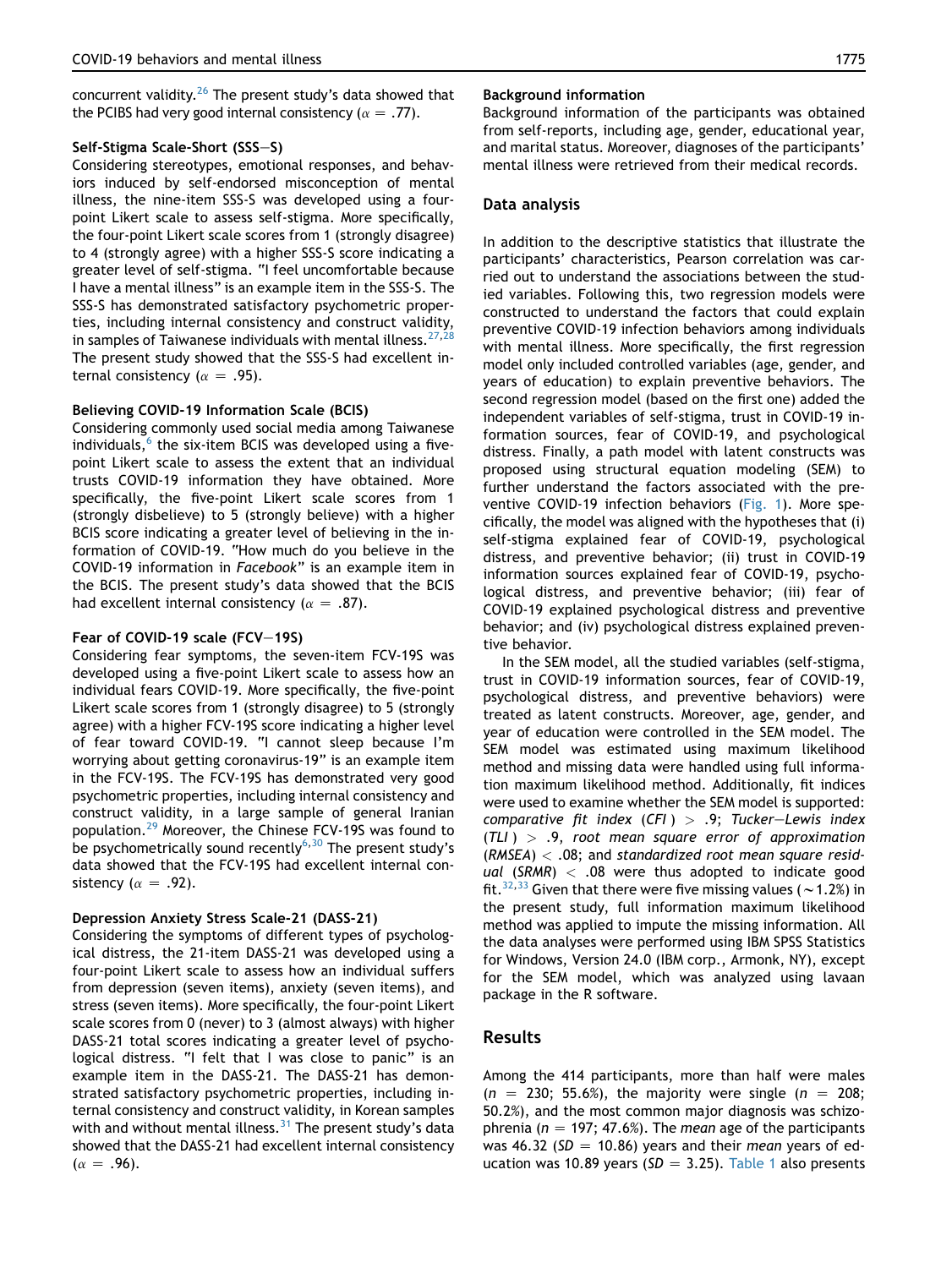concurrent validity.[26] The present study's data showed that the PCIBS had very good internal consistency ($\alpha = .77$).

### Self-Stigma Scale-Short (SSS−S)

Considering stereotypes, emotional responses, and behaviors induced by self-endorsed misconception of mental illness, the nine-item SSS-S was developed using a four-point Likert scale to assess self-stigma. More specifically, the four-point Likert scale scores from 1 (strongly disagree) to 4 (strongly agree) with a higher SSS-S score indicating a greater level of self-stigma. "I feel uncomfortable because I have a mental illness" is an example item in the SSS-S. The SSS-S has demonstrated satisfactory psychometric properties, including internal consistency and construct validity, in samples of Taiwanese individuals with mental illness.[27,28] The present study showed that the SSS-S had excellent internal consistency ($\alpha = .95$).

### Believing COVID-19 Information Scale (BCIS)

Considering commonly used social media among Taiwanese individuals,[6] the six-item BCIS was developed using a five-point Likert scale to assess the extent that an individual trusts COVID-19 information they have obtained. More specifically, the five-point Likert scale scores from 1 (strongly disbelieve) to 5 (strongly believe) with a higher BCIS score indicating a greater level of believing in the information of COVID-19. "How much do you believe in the COVID-19 information in *Facebook*" is an example item in the BCIS. The present study's data showed that the BCIS had excellent internal consistency ($\alpha = .87$).

### Fear of COVID-19 scale (FCV−19S)

Considering fear symptoms, the seven-item FCV-19S was developed using a five-point Likert scale to assess how an individual fears COVID-19. More specifically, the five-point Likert scale scores from 1 (strongly disagree) to 5 (strongly agree) with a higher FCV-19S score indicating a higher level of fear toward COVID-19. "I cannot sleep because I'm worrying about getting coronavirus-19" is an example item in the FCV-19S. The FCV-19S has demonstrated very good psychometric properties, including internal consistency and construct validity, in a large sample of general Iranian population.[29] Moreover, the Chinese FCV-19S was found to be psychometrically sound recently[6,30] The present study's data showed that the FCV-19S had excellent internal consistency ($\alpha = .92$).

### Depression Anxiety Stress Scale-21 (DASS-21)

Considering the symptoms of different types of psychological distress, the 21-item DASS-21 was developed using a four-point Likert scale to assess how an individual suffers from depression (seven items), anxiety (seven items), and stress (seven items). More specifically, the four-point Likert scale scores from 0 (never) to 3 (almost always) with higher DASS-21 total scores indicating a greater level of psychological distress. "I felt that I was close to panic" is an example item in the DASS-21. The DASS-21 has demonstrated satisfactory psychometric properties, including internal consistency and construct validity, in Korean samples with and without mental illness.[31] The present study's data showed that the DASS-21 had excellent internal consistency ($\alpha = .96$).

### Background information

Background information of the participants was obtained from self-reports, including age, gender, educational year, and marital status. Moreover, diagnoses of the participants' mental illness were retrieved from their medical records.

## Data analysis

In addition to the descriptive statistics that illustrate the participants' characteristics, Pearson correlation was carried out to understand the associations between the studied variables. Following this, two regression models were constructed to understand the factors that could explain preventive COVID-19 infection behaviors among individuals with mental illness. More specifically, the first regression model only included controlled variables (age, gender, and years of education) to explain preventive behaviors. The second regression model (based on the first one) added the independent variables of self-stigma, trust in COVID-19 information sources, fear of COVID-19, and psychological distress. Finally, a path model with latent constructs was proposed using structural equation modeling (SEM) to further understand the factors associated with the preventive COVID-19 infection behaviors (Fig. 1). More specifically, the model was aligned with the hypotheses that (i) self-stigma explained fear of COVID-19, psychological distress, and preventive behavior; (ii) trust in COVID-19 information sources explained fear of COVID-19, psychological distress, and preventive behavior; (iii) fear of COVID-19 explained psychological distress and preventive behavior; and (iv) psychological distress explained preventive behavior.

In the SEM model, all the studied variables (self-stigma, trust in COVID-19 information sources, fear of COVID-19, psychological distress, and preventive behaviors) were treated as latent constructs. Moreover, age, gender, and year of education were controlled in the SEM model. The SEM model was estimated using maximum likelihood method and missing data were handled using full information maximum likelihood method. Additionally, fit indices were used to examine whether the SEM model is supported: *comparative fit index* (*CFI*) $> .9$; *Tucker−Lewis index* (*TLI*) $> .9$, *root mean square error of approximation* (*RMSEA*) $< .08$; and *standardized root mean square residual* (*SRMR*) $< .08$ were thus adopted to indicate good fit.[32,33] Given that there were five missing values ($\sim$1.2%) in the present study, full information maximum likelihood method was applied to impute the missing information. All the data analyses were performed using IBM SPSS Statistics for Windows, Version 24.0 (IBM corp., Armonk, NY), except for the SEM model, which was analyzed using lavaan package in the R software.

## Results

Among the 414 participants, more than half were males ($n = 230$; 55.6%), the majority were single ($n = 208$; 50.2%), and the most common major diagnosis was schizophrenia ($n = 197$; 47.6%). The *mean* age of the participants was 46.32 ($SD = 10.86$) years and their *mean* years of education was 10.89 years ($SD = 3.25$). Table 1 also presents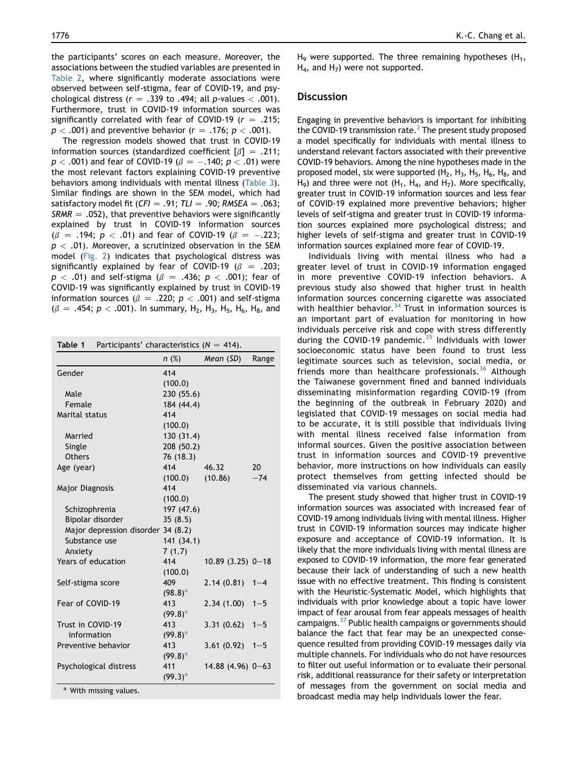the participants' scores on each measure. Moreover, the associations between the studied variables are presented in Table 2, where significantly moderate associations were observed between self-stigma, fear of COVID-19, and psychological distress ($r = .339$ to $.494$; all $p$-values $< .001$). Furthermore, trust in COVID-19 information sources was significantly correlated with fear of COVID-19 ($r = .215$; $p < .001$) and preventive behavior ($r = .176$; $p < .001$).

The regression models showed that trust in COVID-19 information sources (standardized coefficient [$\beta$] $= .211$; $p < .001$) and fear of COVID-19 ($\beta = -.140$; $p < .01$) were the most relevant factors explaining COVID-19 preventive behaviors among individuals with mental illness (Table 3). Similar findings are shown in the SEM model, which had satisfactory model fit ($CFI = .91$; $TLI = .90$; $RMSEA = .063$; $SRMR = .052$), that preventive behaviors were significantly explained by trust in COVID-19 information sources ($\beta = .194$; $p < .01$) and fear of COVID-19 ($\beta = -.223$; $p < .01$). Moreover, a scrutinized observation in the SEM model (Fig. 2) indicates that psychological distress was significantly explained by fear of COVID-19 ($\beta = .203$; $p < .01$) and self-stigma ($\beta = .436$; $p < .001$); fear of COVID-19 was significantly explained by trust in COVID-19 information sources ($\beta = .220$; $p < .001$) and self-stigma ($\beta = .454$; $p < .001$). In summary, $H_2$, $H_3$, $H_5$, $H_6$, $H_8$, and $H_9$ were supported. The three remaining hypotheses ($H_1$, $H_4$, and $H_7$) were not supported.

**Table 1** Participants' characteristics ($N = 414$).

| | n (%) | Mean (SD) | Range |
|---|---|---|---|
| Gender | 414 (100.0) | | |
| Male | 230 (55.6) | | |
| Female | 184 (44.4) | | |
| Marital status | 414 (100.0) | | |
| Married | 130 (31.4) | | |
| Single | 208 (50.2) | | |
| Others | 76 (18.3) | | |
| Age (year) | 414 (100.0) | 46.32 (10.86) | 20−74 |
| Major Diagnosis | 414 (100.0) | | |
| Schizophrenia | 197 (47.6) | | |
| Bipolar disorder | 35 (8.5) | | |
| Major depression disorder | 34 (8.2) | | |
| Substance use | 141 (34.1) | | |
| Anxiety | 7 (1.7) | | |
| Years of education | 414 (100.0) | 10.89 (3.25) | 0−18 |
| Self-stigma score | 409 (98.8)[a] | 2.14 (0.81) | 1−4 |
| Fear of COVID-19 | 413 (99.8)[a] | 2.34 (1.00) | 1−5 |
| Trust in COVID-19 information | 413 (99.8)[a] | 3.31 (0.62) | 1−5 |
| Preventive behavior | 413 (99.8)[a] | 3.61 (0.92) | 1−5 |
| Psychological distress | 411 (99.3)[a] | 14.88 (4.96) | 0−63 |

[a] With missing values.

## Discussion

Engaging in preventive behaviors is important for inhibiting the COVID-19 transmission rate.[2] The present study proposed a model specifically for individuals with mental illness to understand relevant factors associated with their preventive COVID-19 behaviors. Among the nine hypotheses made in the proposed model, six were supported ($H_2$, $H_3$, $H_5$, $H_6$, $H_8$, and $H_9$) and three were not ($H_1$, $H_4$, and $H_7$). More specifically, greater trust in COVID-19 information sources and less fear of COVID-19 explained more preventive behaviors; higher levels of self-stigma and greater trust in COVID-19 information sources explained more psychological distress; and higher levels of self-stigma and greater trust in COVID-19 information sources explained more fear of COVID-19.

Individuals living with mental illness who had a greater level of trust in COVID-19 information engaged in more preventive COVID-19 infection behaviors. A previous study also showed that higher trust in health information sources concerning cigarette was associated with healthier behavior.[34] Trust in information sources is an important part of evaluation for monitoring in how individuals perceive risk and cope with stress differently during the COVID-19 pandemic.[35] Individuals with lower socioeconomic status have been found to trust less legitimate sources such as television, social media, or friends more than healthcare professionals.[36] Although the Taiwanese government fined and banned individuals disseminating misinformation regarding COVID-19 (from the beginning of the outbreak in February 2020) and legislated that COVID-19 messages on social media had to be accurate, it is still possible that individuals living with mental illness received false information from informal sources. Given the positive association between trust in information sources and COVID-19 preventive behavior, more instructions on how individuals can easily protect themselves from getting infected should be disseminated via various channels.

The present study showed that higher trust in COVID-19 information sources was associated with increased fear of COVID-19 among individuals living with mental illness. Higher trust in COVID-19 information sources may indicate higher exposure and acceptance of COVID-19 information. It is likely that the more individuals living with mental illness are exposed to COVID-19 information, the more fear generated because their lack of understanding of such a new health issue with no effective treatment. This finding is consistent with the Heuristic-Systematic Model, which highlights that individuals with prior knowledge about a topic have lower impact of fear arousal from fear appeals messages of health campaigns.[37] Public health campaigns or governments should balance the fact that fear may be an unexpected consequence resulted from providing COVID-19 messages daily via multiple channels. For individuals who do not have resources to filter out useful information or to evaluate their personal risk, additional reassurance for their safety or interpretation of messages from the government on social media and broadcast media may help individuals lower the fear.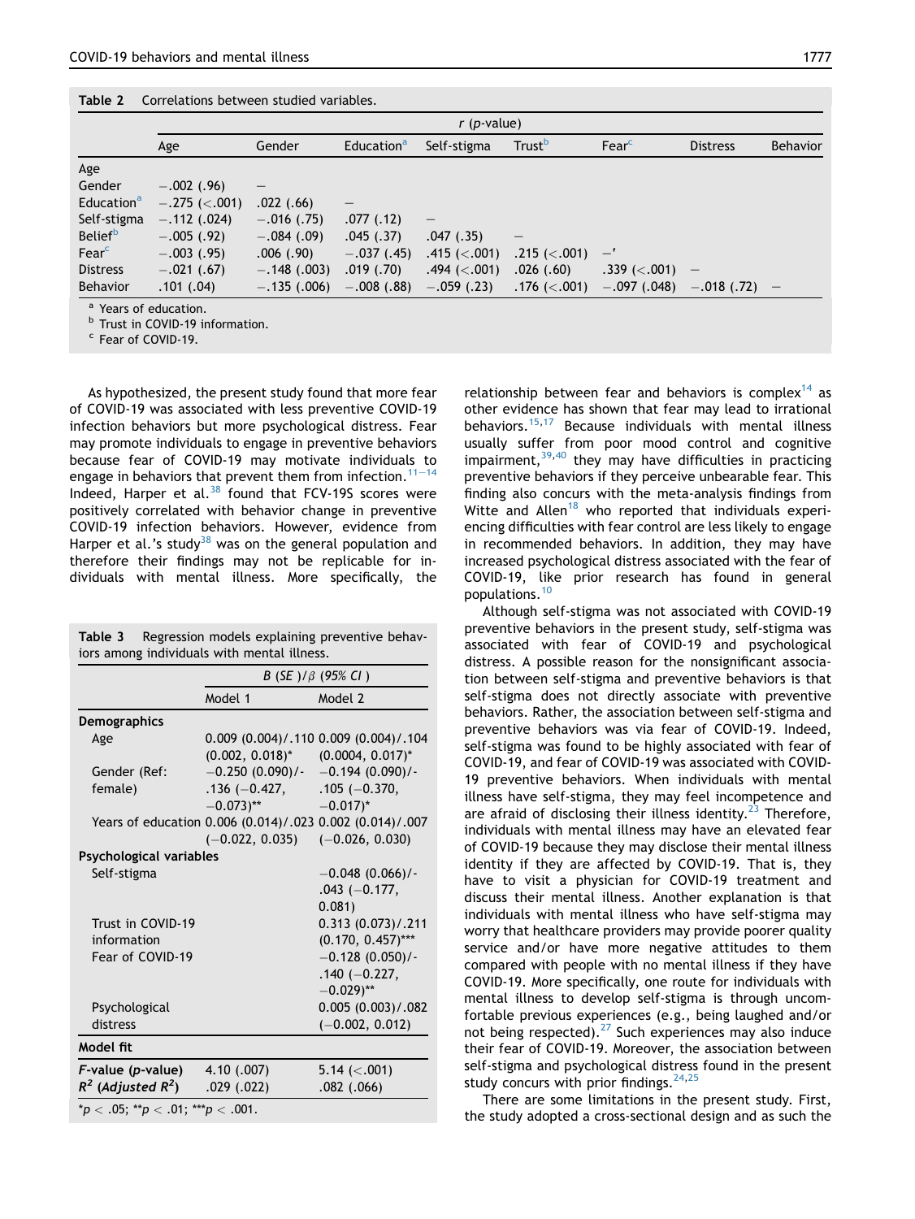**Table 2** Correlations between studied variables.

| | $r$ ($p$-value) | | | | | | | |
|---|---|---|---|---|---|---|---|---|
| | Age | Gender | Education[a] | Self-stigma | Trust[b] | Fear[c] | Distress | Behavior |
| Age | | | | | | | | |
| Gender | −.002 (.96) | – | | | | | | |
| Education[a] | −.275 (<.001) | .022 (.66) | – | | | | | |
| Self-stigma | −.112 (.024) | −.016 (.75) | .077 (.12) | – | | | | |
| Belief[b] | −.005 (.92) | −.084 (.09) | .045 (.37) | .047 (.35) | – | | | |
| Fear[c] | −.003 (.95) | .006 (.90) | −.037 (.45) | .415 (<.001) | .215 (<.001) | –' | | |
| Distress | −.021 (.67) | −.148 (.003) | .019 (.70) | .494 (<.001) | .026 (.60) | .339 (<.001) | – | |
| Behavior | .101 (.04) | −.135 (.006) | −.008 (.88) | −.059 (.23) | .176 (<.001) | −.097 (.048) | −.018 (.72) | – |

[a] Years of education.
[b] Trust in COVID-19 information.
[c] Fear of COVID-19.

As hypothesized, the present study found that more fear of COVID-19 was associated with less preventive COVID-19 infection behaviors but more psychological distress. Fear may promote individuals to engage in preventive behaviors because fear of COVID-19 may motivate individuals to engage in behaviors that prevent them from infection.[11–14] Indeed, Harper et al.[38] found that FCV-19S scores were positively correlated with behavior change in preventive COVID-19 infection behaviors. However, evidence from Harper et al.'s study[38] was on the general population and therefore their findings may not be replicable for individuals with mental illness. More specifically, the relationship between fear and behaviors is complex[14] as other evidence has shown that fear may lead to irrational behaviors.[15,17] Because individuals with mental illness usually suffer from poor mood control and cognitive impairment,[39,40] they may have difficulties in practicing preventive behaviors if they perceive unbearable fear. This finding also concurs with the meta-analysis findings from Witte and Allen[18] who reported that individuals experiencing difficulties with fear control are less likely to engage in recommended behaviors. In addition, they may have increased psychological distress associated with the fear of COVID-19, like prior research has found in general populations.[10]

**Table 3** Regression models explaining preventive behaviors among individuals with mental illness.

| | B (SE)/β (95% CI) | |
|---|---|---|
| | Model 1 | Model 2 |
| **Demographics** | | |
| Age | 0.009 (0.004)/.110 (0.002, 0.018)* | 0.009 (0.004)/.104 (0.0004, 0.017)* |
| Gender (Ref: female) | −0.250 (0.090)/-.136 (−0.427, −0.073)** | −0.194 (0.090)/-.105 (−0.370, −0.017)* |
| Years of education | 0.006 (0.014)/.023 (−0.022, 0.035) | 0.002 (0.014)/.007 (−0.026, 0.030) |
| **Psychological variables** | | |
| Self-stigma | | −0.048 (0.066)/-.043 (−0.177, 0.081) |
| Trust in COVID-19 information | | 0.313 (0.073)/.211 (0.170, 0.457)*** |
| Fear of COVID-19 | | −0.128 (0.050)/-.140 (−0.227, −0.029)** |
| Psychological distress | | 0.005 (0.003)/.082 (−0.002, 0.012) |
| **Model fit** | | |
| $F$-value ($p$-value) | 4.10 (.007) | 5.14 (<.001) |
| $R^2$ (Adjusted $R^2$) | .029 (.022) | .082 (.066) |

*$p < .05$; **$p < .01$; ***$p < .001$.

Although self-stigma was not associated with COVID-19 preventive behaviors in the present study, self-stigma was associated with fear of COVID-19 and psychological distress. A possible reason for the nonsignificant association between self-stigma and preventive behaviors is that self-stigma does not directly associate with preventive behaviors. Rather, the association between self-stigma and preventive behaviors was via fear of COVID-19. Indeed, self-stigma was found to be highly associated with fear of COVID-19, and fear of COVID-19 was associated with COVID-19 preventive behaviors. When individuals with mental illness have self-stigma, they may feel incompetence and are afraid of disclosing their illness identity.[23] Therefore, individuals with mental illness may have an elevated fear of COVID-19 because they may disclose their mental illness identity if they are affected by COVID-19. That is, they have to visit a physician for COVID-19 treatment and discuss their mental illness. Another explanation is that individuals with mental illness who have self-stigma may worry that healthcare providers may provide poorer quality service and/or have more negative attitudes to them compared with people with no mental illness if they have COVID-19. More specifically, one route for individuals with mental illness to develop self-stigma is through uncomfortable previous experiences (e.g., being laughed and/or not being respected).[27] Such experiences may also induce their fear of COVID-19. Moreover, the association between self-stigma and psychological distress found in the present study concurs with prior findings.[24,25]

There are some limitations in the present study. First, the study adopted a cross-sectional design and as such the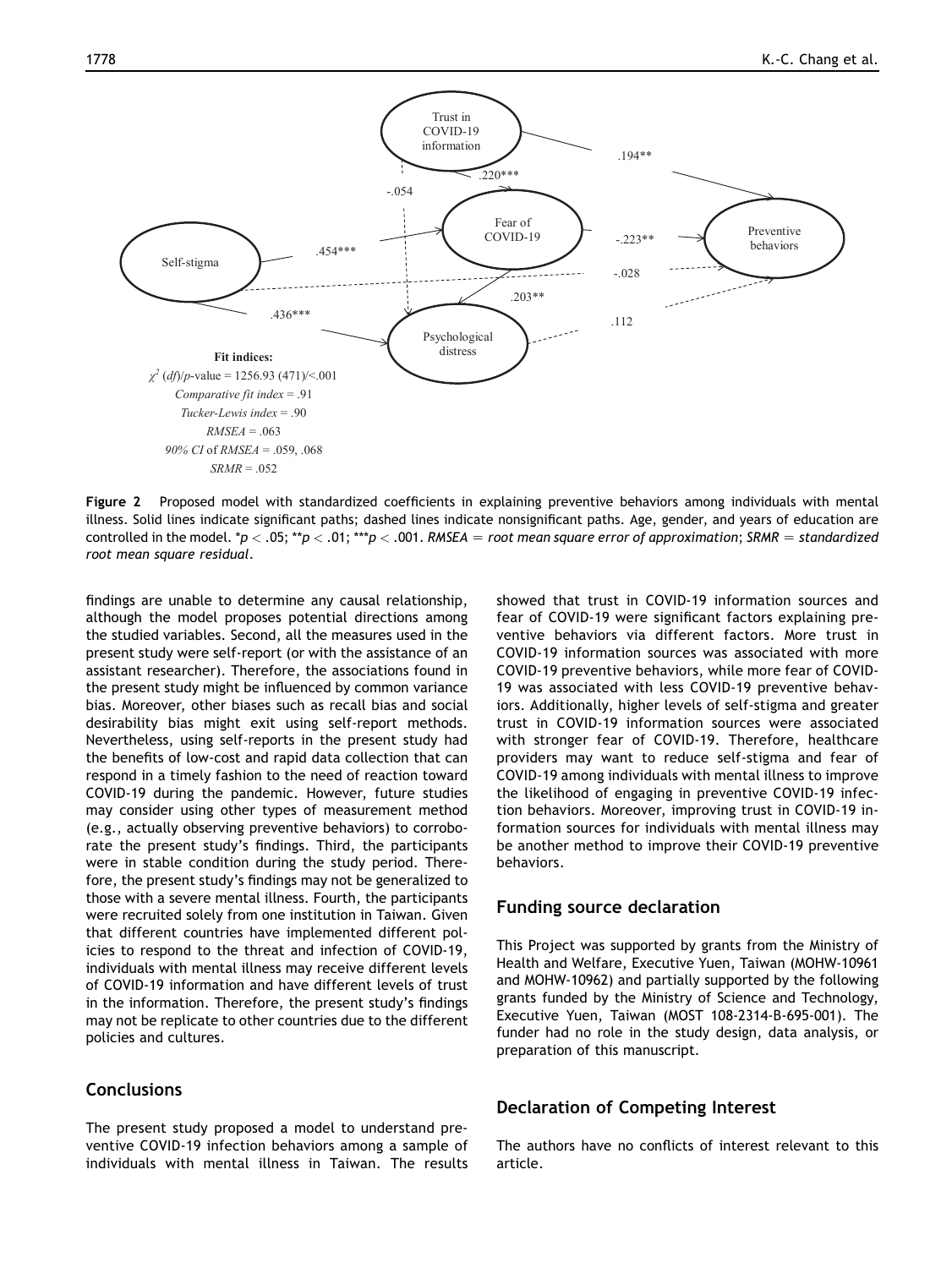Fit indices:

$\chi^2$ (*df*)/*p*-value = 1256.93 (471)/<.001

*Comparative fit index* = .91

*Tucker-Lewis index* = .90

*RMSEA* = .063

*90% CI* of *RMSEA* = .059, .068

*SRMR* = .052

**Figure 2** Proposed model with standardized coefficients in explaining preventive behaviors among individuals with mental illness. Solid lines indicate significant paths; dashed lines indicate nonsignificant paths. Age, gender, and years of education are controlled in the model. *$p < .05$; **$p < .01$; ***$p < .001$. *RMSEA = root mean square error of approximation*; *SRMR = standardized root mean square residual*.

findings are unable to determine any causal relationship, although the model proposes potential directions among the studied variables. Second, all the measures used in the present study were self-report (or with the assistance of an assistant researcher). Therefore, the associations found in the present study might be influenced by common variance bias. Moreover, other biases such as recall bias and social desirability bias might exit using self-report methods. Nevertheless, using self-reports in the present study had the benefits of low-cost and rapid data collection that can respond in a timely fashion to the need of reaction toward COVID-19 during the pandemic. However, future studies may consider using other types of measurement method (e.g., actually observing preventive behaviors) to corroborate the present study's findings. Third, the participants were in stable condition during the study period. Therefore, the present study's findings may not be generalized to those with a severe mental illness. Fourth, the participants were recruited solely from one institution in Taiwan. Given that different countries have implemented different policies to respond to the threat and infection of COVID-19, individuals with mental illness may receive different levels of COVID-19 information and have different levels of trust in the information. Therefore, the present study's findings may not be replicate to other countries due to the different policies and cultures.

## Conclusions

The present study proposed a model to understand preventive COVID-19 infection behaviors among a sample of individuals with mental illness in Taiwan. The results showed that trust in COVID-19 information sources and fear of COVID-19 were significant factors explaining preventive behaviors via different factors. More trust in COVID-19 information sources was associated with more COVID-19 preventive behaviors, while more fear of COVID-19 was associated with less COVID-19 preventive behaviors. Additionally, higher levels of self-stigma and greater trust in COVID-19 information sources were associated with stronger fear of COVID-19. Therefore, healthcare providers may want to reduce self-stigma and fear of COVID-19 among individuals with mental illness to improve the likelihood of engaging in preventive COVID-19 infection behaviors. Moreover, improving trust in COVID-19 information sources for individuals with mental illness may be another method to improve their COVID-19 preventive behaviors.

## Funding source declaration

This Project was supported by grants from the Ministry of Health and Welfare, Executive Yuen, Taiwan (MOHW-10961 and MOHW-10962) and partially supported by the following grants funded by the Ministry of Science and Technology, Executive Yuen, Taiwan (MOST 108-2314-B-695-001). The funder had no role in the study design, data analysis, or preparation of this manuscript.

## Declaration of Competing Interest

The authors have no conflicts of interest relevant to this article.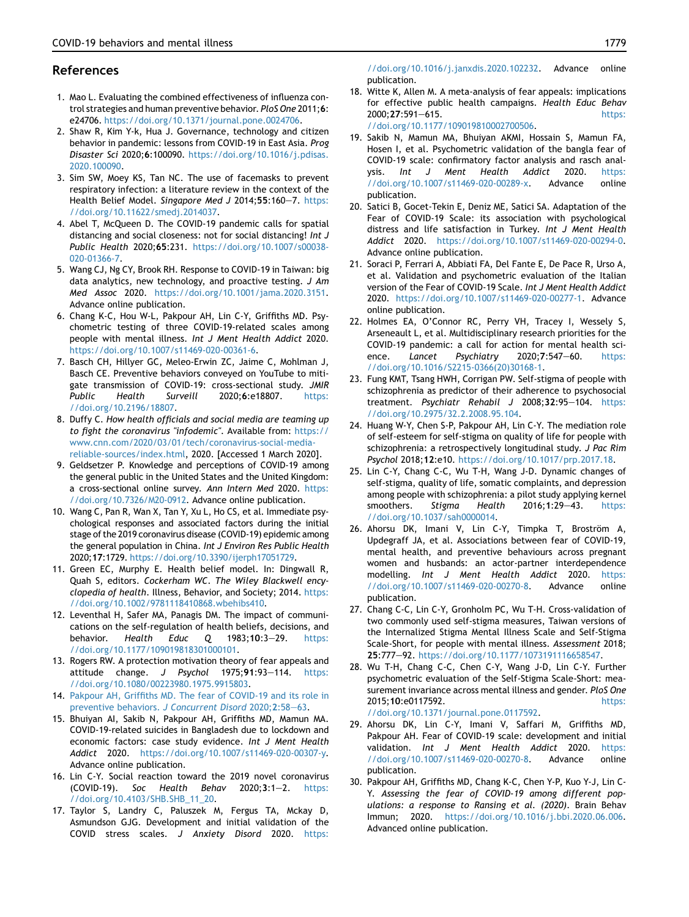## References

1. Mao L. Evaluating the combined effectiveness of influenza control strategies and human preventive behavior. *PloS One* 2011;**6**: e24706. https://doi.org/10.1371/journal.pone.0024706.
2. Shaw R, Kim Y-k, Hua J. Governance, technology and citizen behavior in pandemic: lessons from COVID-19 in East Asia. *Prog Disaster Sci* 2020;**6**:100090. https://doi.org/10.1016/j.pdisas.2020.100090.
3. Sim SW, Moey KS, Tan NC. The use of facemasks to prevent respiratory infection: a literature review in the context of the Health Belief Model. *Singapore Med J* 2014;**55**:160–7. https://doi.org/10.11622/smedj.2014037.
4. Abel T, McQueen D. The COVID-19 pandemic calls for spatial distancing and social closeness: not for social distancing! *Int J Public Health* 2020;**65**:231. https://doi.org/10.1007/s00038-020-01366-7.
5. Wang CJ, Ng CY, Brook RH. Response to COVID-19 in Taiwan: big data analytics, new technology, and proactive testing. *J Am Med Assoc* 2020. https://doi.org/10.1001/jama.2020.3151. Advance online publication.
6. Chang K-C, Hou W-L, Pakpour AH, Lin C-Y, Griffiths MD. Psychometric testing of three COVID-19-related scales among people with mental illness. *Int J Ment Health Addict* 2020. https://doi.org/10.1007/s11469-020-00361-6.
7. Basch CH, Hillyer GC, Meleo-Erwin ZC, Jaime C, Mohlman J, Basch CE. Preventive behaviors conveyed on YouTube to mitigate transmission of COVID-19: cross-sectional study. *JMIR Public Health Surveill* 2020;**6**:e18807. https://doi.org/10.2196/18807.
8. Duffy C. *How health officials and social media are teaming up to fight the coronavirus "infodemic"*. Available from: https://www.cnn.com/2020/03/01/tech/coronavirus-social-media-reliable-sources/index.html, 2020. [Accessed 1 March 2020].
9. Geldsetzer P. Knowledge and perceptions of COVID-19 among the general public in the United States and the United Kingdom: a cross-sectional online survey. *Ann Intern Med* 2020. https://doi.org/10.7326/M20-0912. Advance online publication.
10. Wang C, Pan R, Wan X, Tan Y, Xu L, Ho CS, et al. Immediate psychological responses and associated factors during the initial stage of the 2019 coronavirus disease (COVID-19) epidemic among the general population in China. *Int J Environ Res Public Health* 2020;**17**:1729. https://doi.org/10.3390/ijerph17051729.
11. Green EC, Murphy E. Health belief model. In: Dingwall R, Quah S, editors. *Cockerham WC. The Wiley Blackwell encyclopedia of health*. Illness, Behavior, and Society; 2014. https://doi.org/10.1002/9781118410868.wbehibs410.
12. Leventhal H, Safer MA, Panagis DM. The impact of communications on the self-regulation of health beliefs, decisions, and behavior. *Health Educ Q* 1983;**10**:3–29. https://doi.org/10.1177/109019818301000101.
13. Rogers RW. A protection motivation theory of fear appeals and attitude change. *J Psychol* 1975;**91**:93–114. https://doi.org/10.1080/00223980.1975.9915803.
14. Pakpour AH, Griffiths MD. The fear of COVID-19 and its role in preventive behaviors. *J Concurrent Disord* 2020;**2**:58–63.
15. Bhuiyan AI, Sakib N, Pakpour AH, Griffiths MD, Mamun MA. COVID-19-related suicides in Bangladesh due to lockdown and economic factors: case study evidence. *Int J Ment Health Addict* 2020. https://doi.org/10.1007/s11469-020-00307-y. Advance online publication.
16. Lin C-Y. Social reaction toward the 2019 novel coronavirus (COVID-19). *Soc Health Behav* 2020;**3**:1–2. https://doi.org/10.4103/SHB.SHB_11_20.
17. Taylor S, Landry C, Paluszek M, Fergus TA, Mckay D, Asmundson GJG. Development and initial validation of the COVID stress scales. *J Anxiety Disord* 2020. https://doi.org/10.1016/j.janxdis.2020.102232. Advance online publication.
18. Witte K, Allen M. A meta-analysis of fear appeals: implications for effective public health campaigns. *Health Educ Behav* 2000;**27**:591–615. https://doi.org/10.1177/109019810002700506.
19. Sakib N, Mamun MA, Bhuiyan AKMI, Hossain S, Mamun FA, Hosen I, et al. Psychometric validation of the bangla fear of COVID-19 scale: confirmatory factor analysis and rasch analysis. *Int J Ment Health Addict* 2020. https://doi.org/10.1007/s11469-020-00289-x. Advance online publication.
20. Satici B, Gocet-Tekin E, Deniz ME, Satici SA. Adaptation of the Fear of COVID-19 Scale: its association with psychological distress and life satisfaction in Turkey. *Int J Ment Health Addict* 2020. https://doi.org/10.1007/s11469-020-00294-0. Advance online publication.
21. Soraci P, Ferrari A, Abbiati FA, Del Fante E, De Pace R, Urso A, et al. Validation and psychometric evaluation of the Italian version of the Fear of COVID-19 Scale. *Int J Ment Health Addict* 2020. https://doi.org/10.1007/s11469-020-00277-1. Advance online publication.
22. Holmes EA, O'Connor RC, Perry VH, Tracey I, Wessely S, Arseneault L, et al. Multidisciplinary research priorities for the COVID-19 pandemic: a call for action for mental health science. *Lancet Psychiatry* 2020;**7**:547–60. https://doi.org/10.1016/S2215-0366(20)30168-1.
23. Fung KMT, Tsang HWH, Corrigan PW. Self-stigma of people with schizophrenia as predictor of their adherence to psychosocial treatment. *Psychiatr Rehabil J* 2008;**32**:95–104. https://doi.org/10.2975/32.2.2008.95.104.
24. Huang W-Y, Chen S-P, Pakpour AH, Lin C-Y. The mediation role of self-esteem for self-stigma on quality of life for people with schizophrenia: a retrospectively longitudinal study. *J Pac Rim Psychol* 2018;**12**:e10. https://doi.org/10.1017/prp.2017.18.
25. Lin C-Y, Chang C-C, Wu T-H, Wang J-D. Dynamic changes of self-stigma, quality of life, somatic complaints, and depression among people with schizophrenia: a pilot study applying kernel smoothers. *Stigma Health* 2016;**1**:29–43. https://doi.org/10.1037/sah0000014.
26. Ahorsu DK, Imani V, Lin C-Y, Timpka T, Broström A, Updegraff JA, et al. Associations between fear of COVID-19, mental health, and preventive behaviours across pregnant women and husbands: an actor-partner interdependence modelling. *Int J Ment Health Addict* 2020. https://doi.org/10.1007/s11469-020-00270-8. Advance online publication.
27. Chang C-C, Lin C-Y, Gronholm PC, Wu T-H. Cross-validation of two commonly used self-stigma measures, Taiwan versions of the Internalized Stigma Mental Illness Scale and Self-Stigma Scale-Short, for people with mental illness. *Assessment* 2018;**25**:777–92. https://doi.org/10.1177/1073191116658547.
28. Wu T-H, Chang C-C, Chen C-Y, Wang J-D, Lin C-Y. Further psychometric evaluation of the Self-Stigma Scale-Short: measurement invariance across mental illness and gender. *PloS One* 2015;**10**:e0117592. https://doi.org/10.1371/journal.pone.0117592.
29. Ahorsu DK, Lin C-Y, Imani V, Saffari M, Griffiths MD, Pakpour AH. Fear of COVID-19 scale: development and initial validation. *Int J Ment Health Addict* 2020. https://doi.org/10.1007/s11469-020-00270-8. Advance online publication.
30. Pakpour AH, Griffiths MD, Chang K-C, Chen Y-P, Kuo Y-J, Lin C-Y. *Assessing the fear of COVID-19 among different populations: a response to Ransing et al. (2020)*. Brain Behav Immun; 2020. https://doi.org/10.1016/j.bbi.2020.06.006. Advanced online publication.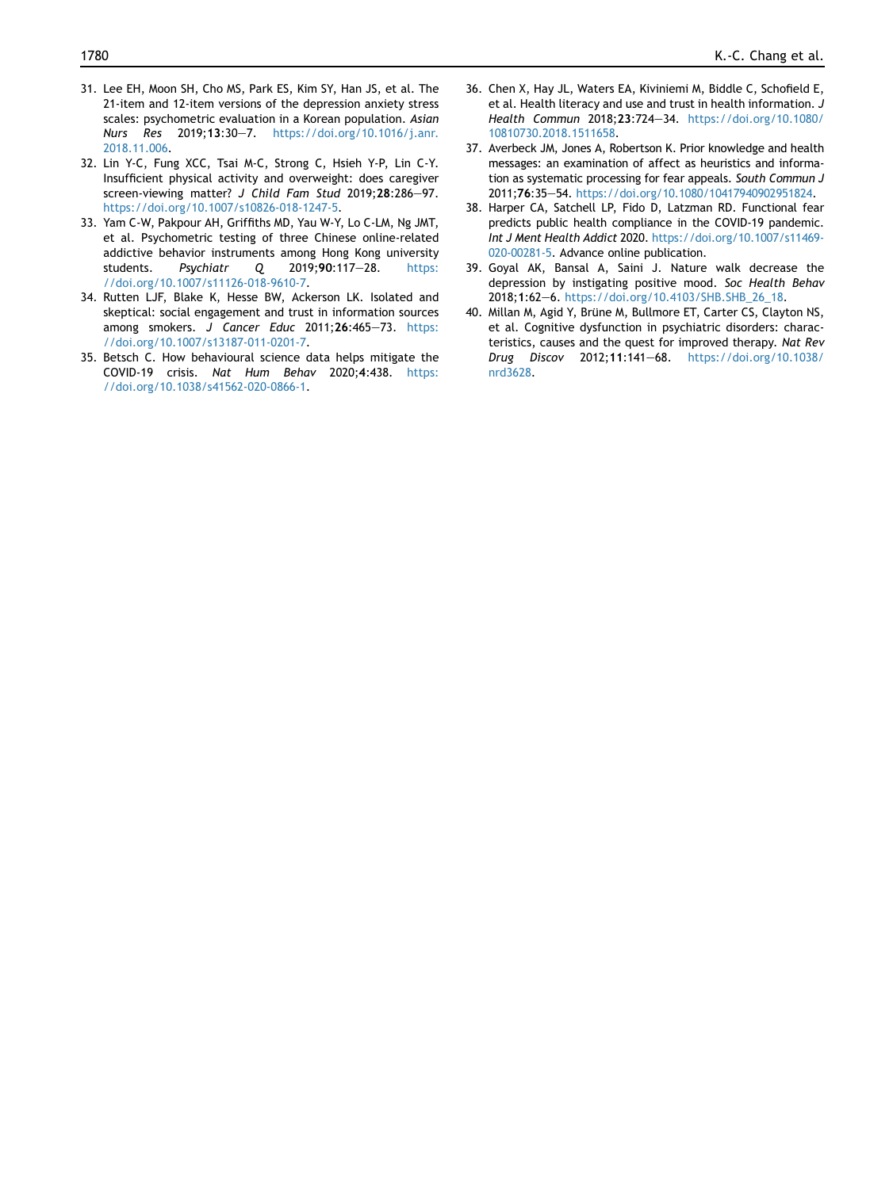31. Lee EH, Moon SH, Cho MS, Park ES, Kim SY, Han JS, et al. The 21-item and 12-item versions of the depression anxiety stress scales: psychometric evaluation in a Korean population. *Asian Nurs Res* 2019;**13**:30—7. https://doi.org/10.1016/j.anr.2018.11.006.
32. Lin Y-C, Fung XCC, Tsai M-C, Strong C, Hsieh Y-P, Lin C-Y. Insufficient physical activity and overweight: does caregiver screen-viewing matter? *J Child Fam Stud* 2019;**28**:286—97. https://doi.org/10.1007/s10826-018-1247-5.
33. Yam C-W, Pakpour AH, Griffiths MD, Yau W-Y, Lo C-LM, Ng JMT, et al. Psychometric testing of three Chinese online-related addictive behavior instruments among Hong Kong university students. *Psychiatr Q* 2019;**90**:117—28. https://doi.org/10.1007/s11126-018-9610-7.
34. Rutten LJF, Blake K, Hesse BW, Ackerson LK. Isolated and skeptical: social engagement and trust in information sources among smokers. *J Cancer Educ* 2011;**26**:465—73. https://doi.org/10.1007/s13187-011-0201-7.
35. Betsch C. How behavioural science data helps mitigate the COVID-19 crisis. *Nat Hum Behav* 2020;**4**:438. https://doi.org/10.1038/s41562-020-0866-1.
36. Chen X, Hay JL, Waters EA, Kiviniemi M, Biddle C, Schofield E, et al. Health literacy and use and trust in health information. *J Health Commun* 2018;**23**:724—34. https://doi.org/10.1080/10810730.2018.1511658.
37. Averbeck JM, Jones A, Robertson K. Prior knowledge and health messages: an examination of affect as heuristics and information as systematic processing for fear appeals. *South Commun J* 2011;**76**:35—54. https://doi.org/10.1080/10417940902951824.
38. Harper CA, Satchell LP, Fido D, Latzman RD. Functional fear predicts public health compliance in the COVID-19 pandemic. *Int J Ment Health Addict* 2020. https://doi.org/10.1007/s11469-020-00281-5. Advance online publication.
39. Goyal AK, Bansal A, Saini J. Nature walk decrease the depression by instigating positive mood. *Soc Health Behav* 2018;**1**:62—6. https://doi.org/10.4103/SHB.SHB_26_18.
40. Millan M, Agid Y, Brüne M, Bullmore ET, Carter CS, Clayton NS, et al. Cognitive dysfunction in psychiatric disorders: characteristics, causes and the quest for improved therapy. *Nat Rev Drug Discov* 2012;**11**:141—68. https://doi.org/10.1038/nrd3628.